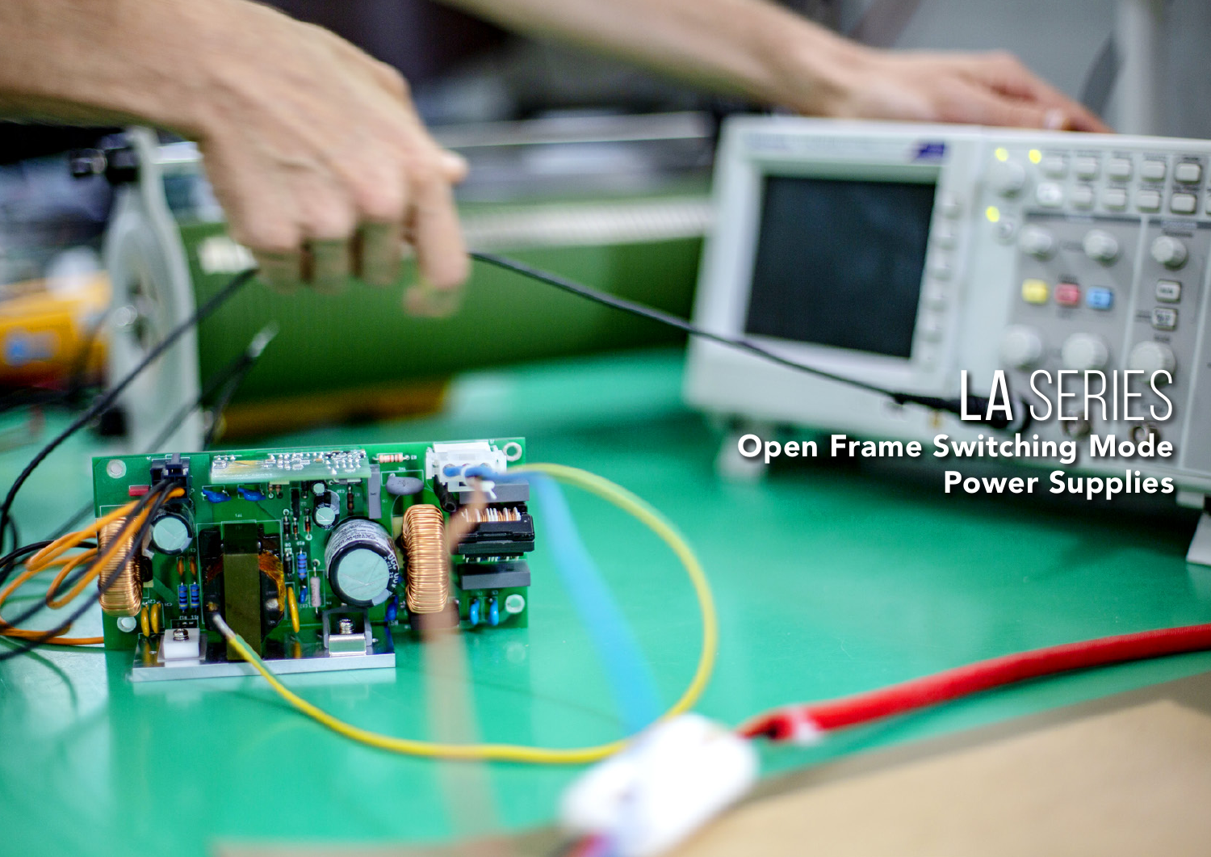# LA SERIES

## Open Frame Switching Mode Power Supplies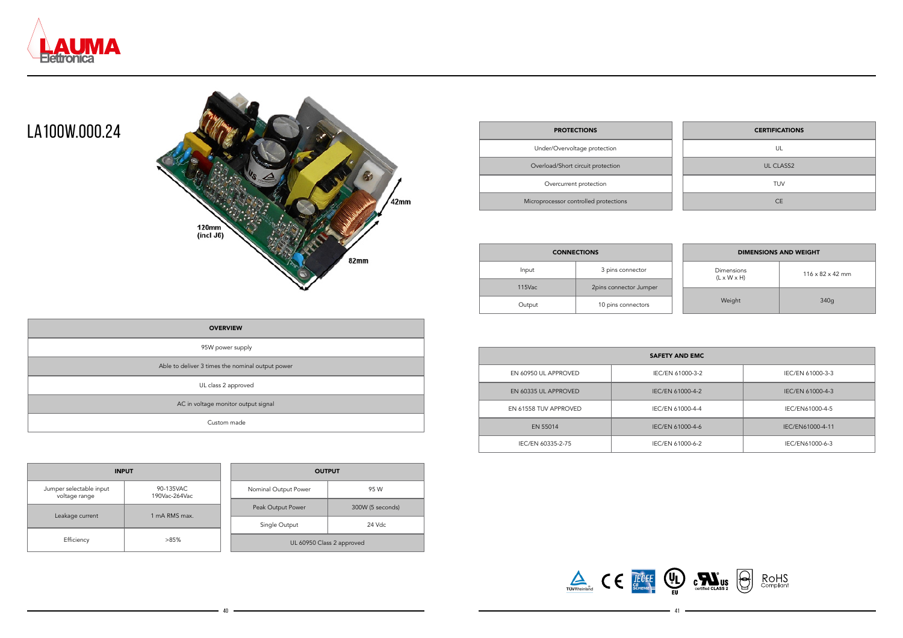# LA100W.000.24

| OVERVIEW |
| --- |
| 95W power supply |
| Able to deliver 3 times the nominal output power |
| UL class 2 approved |
| AC in voltage monitor output signal |
| Custom made |

| INPUT | |
| --- | --- |
| Jumper selectable input voltage range | 90-135VAC 190Vac-264Vac |
| Leakage current | 1 mA RMS max. |
| Efficiency | >85% |

| OUTPUT | |
| --- | --- |
| Nominal Output Power | 95 W |
| Peak Output Power | 300W (5 seconds) |
| Single Output | 24 Vdc |
| UL 60950 Class 2 approved | |

| PROTECTIONS |
| --- |
| Under/Overvoltage protection |
| Overload/Short circuit protection |
| Overcurrent protection |
| Microprocessor controlled protections |

| CERTIFICATIONS |
| --- |
| UL |
| UL CLASS2 |
| TUV |
| CE |

| CONNECTIONS | |
| --- | --- |
| Input | 3 pins connector |
| 115Vac | 2pins connector Jumper |
| Output | 10 pins connectors |

| DIMENSIONS AND WEIGHT | |
| --- | --- |
| Dimensions (L x W x H) | 116 x 82 x 42 mm |
| Weight | 340g |

| SAFETY AND EMC | | |
| --- | --- | --- |
| EN 60950 UL APPROVED | IEC/EN 61000-3-2 | IEC/EN 61000-3-3 |
| EN 60335 UL APPROVED | IEC/EN 61000-4-2 | IEC/EN 61000-4-3 |
| EN 61558 TUV APPROVED | IEC/EN 61000-4-4 | IEC/EN61000-4-5 |
| EN 55014 | IEC/EN 61000-4-6 | IEC/EN61000-4-11 |
| IEC/EN 60335-2-75 | IEC/EN 61000-6-2 | IEC/EN61000-6-3 |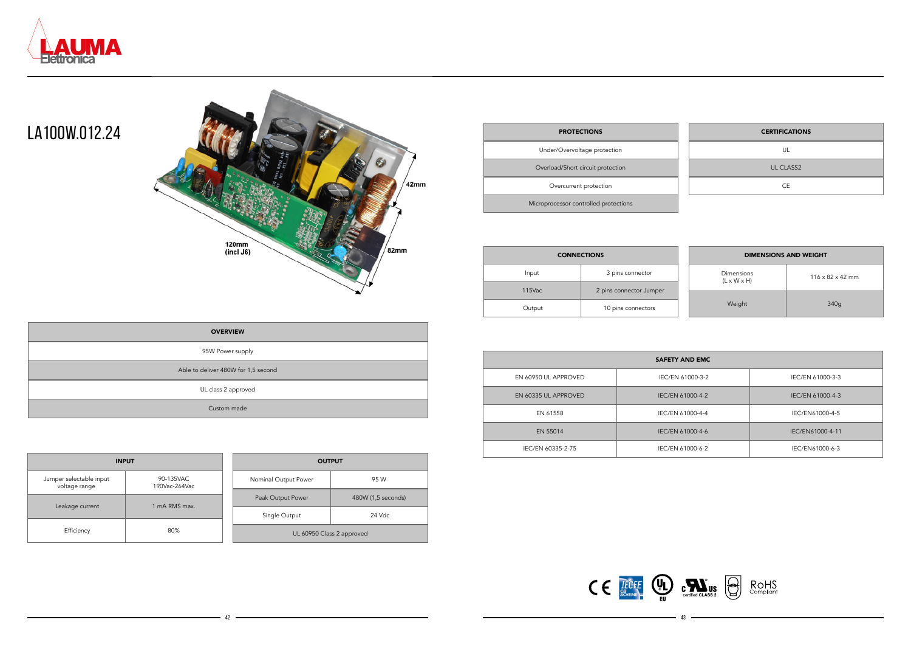# LA100W.012.24

| OVERVIEW |
|---|
| 95W Power supply |
| Able to deliver 480W for 1,5 second |
| UL class 2 approved |
| Custom made |

| INPUT | |
|---|---|
| Jumper selectable input voltage range | 90-135VAC 190Vac-264Vac |
| Leakage current | 1 mA RMS max. |
| Efficiency | 80% |

| OUTPUT | |
|---|---|
| Nominal Output Power | 95 W |
| Peak Output Power | 480W (1,5 seconds) |
| Single Output | 24 Vdc |
| UL 60950 Class 2 approved | |

| PROTECTIONS |
|---|
| Under/Overvoltage protection |
| Overload/Short circuit protection |
| Overcurrent protection |
| Microprocessor controlled protections |

| CERTIFICATIONS |
|---|
| UL |
| UL CLASS2 |
| CE |

| CONNECTIONS | |
|---|---|
| Input | 3 pins connector |
| 115Vac | 2 pins connector Jumper |
| Output | 10 pins connectors |

| DIMENSIONS AND WEIGHT | |
|---|---|
| Dimensions (L x W x H) | 116 x 82 x 42 mm |
| Weight | 340g |

| SAFETY AND EMC | | |
|---|---|---|
| EN 60950 UL APPROVED | IEC/EN 61000-3-2 | IEC/EN 61000-3-3 |
| EN 60335 UL APPROVED | IEC/EN 61000-4-2 | IEC/EN 61000-4-3 |
| EN 61558 | IEC/EN 61000-4-4 | IEC/EN61000-4-5 |
| EN 55014 | IEC/EN 61000-4-6 | IEC/EN61000-4-11 |
| IEC/EN 60335-2-75 | IEC/EN 61000-6-2 | IEC/EN61000-6-3 |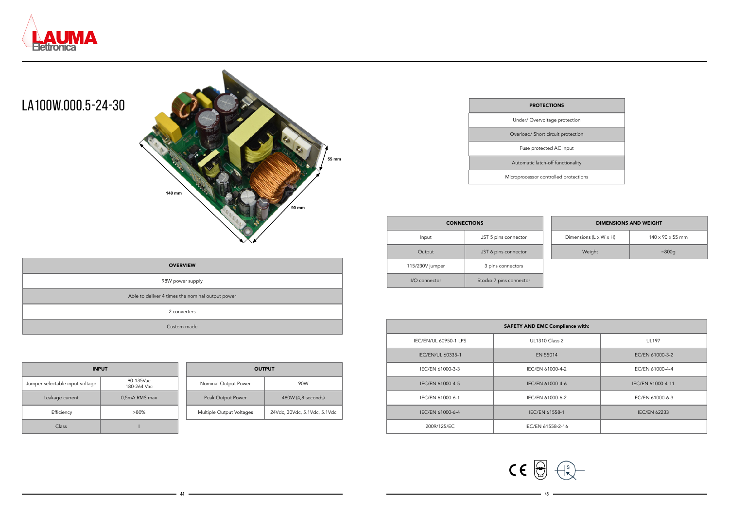# LA100W.000.5-24-30

140 mm

90 mm

55 mm

| OVERVIEW |
|---|
| 98W power supply |
| Able to deliver 4 times the nominal output power |
| 2 converters |
| Custom made |

| INPUT | |
|---|---|
| Jumper selectable input voltage | 90-135Vac 180-264 Vac |
| Leakage current | 0,5mA RMS max |
| Efficiency | >80% |
| Class | I |

| OUTPUT | |
|---|---|
| Nominal Output Power | 90W |
| Peak Output Power | 480W (4,8 seconds) |
| Multiple Output Voltages | 24Vdc, 30Vdc, 5.1Vdc, 5.1Vdc |

| PROTECTIONS |
|---|
| Under/ Overvoltage protection |
| Overload/ Short circuit protection |
| Fuse protected AC Input |
| Automatic latch-off functionality |
| Microprocessor controlled protections |

| CONNECTIONS | |
|---|---|
| Input | JST 5 pins connector |
| Output | JST 6 pins connector |
| 115/230V jumper | 3 pins connectors |
| I/O connector | Stocko 7 pins connector |

| DIMENSIONS AND WEIGHT | |
|---|---|
| Dimensions (L x W x H) | 140 x 90 x 55 mm |
| Weight | ~800g |

| SAFETY AND EMC Compliance with: | | |
|---|---|---|
| IEC/EN/UL 60950-1 LPS | UL1310 Class 2 | UL197 |
| IEC/EN/UL 60335-1 | EN 55014 | IEC/EN 61000-3-2 |
| IEC/EN 61000-3-3 | IEC/EN 61000-4-2 | IEC/EN 61000-4-4 |
| IEC/EN 61000-4-5 | IEC/EN 61000-4-6 | IEC/EN 61000-4-11 |
| IEC/EN 61000-6-1 | IEC/EN 61000-6-2 | IEC/EN 61000-6-3 |
| IEC/EN 61000-6-4 | IEC/EN 61558-1 | IEC/EN 62233 |
| 2009/125/EC | IEC/EN 61558-2-16 | |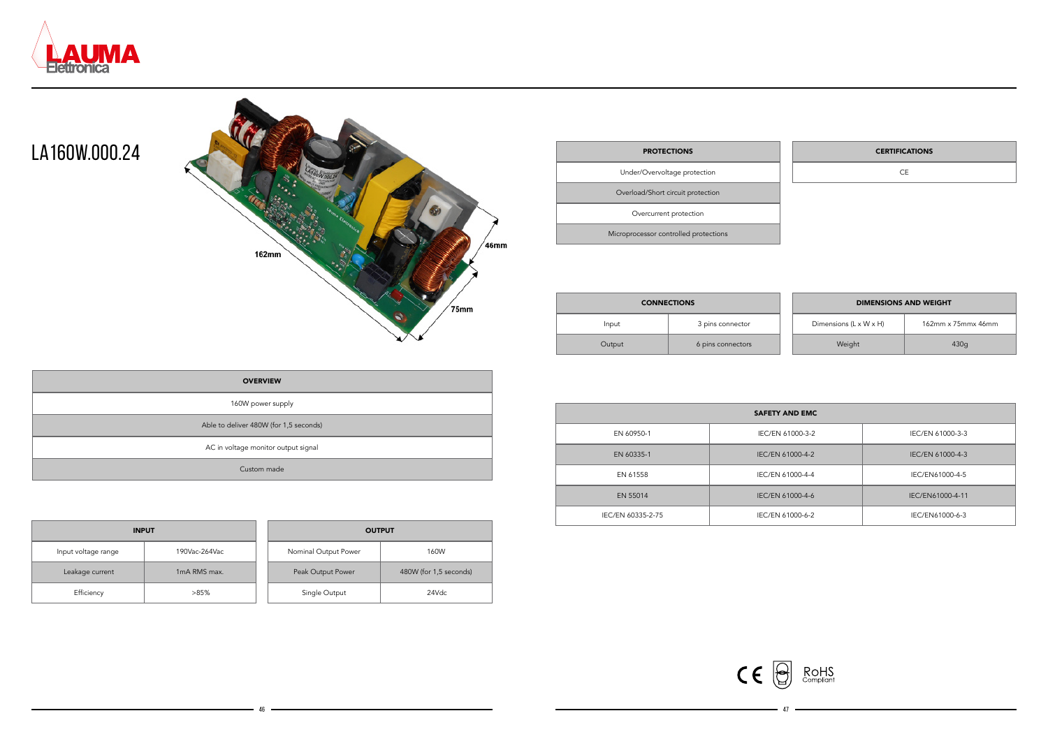# LA160W.000.24

| OVERVIEW |
| --- |
| 160W power supply |
| Able to deliver 480W (for 1,5 seconds) |
| AC in voltage monitor output signal |
| Custom made |

| INPUT | |
| --- | --- |
| Input voltage range | 190Vac-264Vac |
| Leakage current | 1mA RMS max. |
| Efficiency | >85% |

| OUTPUT | |
| --- | --- |
| Nominal Output Power | 160W |
| Peak Output Power | 480W (for 1,5 seconds) |
| Single Output | 24Vdc |

| PROTECTIONS |
| --- |
| Under/Overvoltage protection |
| Overload/Short circuit protection |
| Overcurrent protection |
| Microprocessor controlled protections |

| CERTIFICATIONS |
| --- |
| CE |

| CONNECTIONS | |
| --- | --- |
| Input | 3 pins connector |
| Output | 6 pins connectors |

| DIMENSIONS AND WEIGHT | |
| --- | --- |
| Dimensions (L x W x H) | 162mm x 75mmx 46mm |
| Weight | 430g |

| SAFETY AND EMC | | |
| --- | --- | --- |
| EN 60950-1 | IEC/EN 61000-3-2 | IEC/EN 61000-3-3 |
| EN 60335-1 | IEC/EN 61000-4-2 | IEC/EN 61000-4-3 |
| EN 61558 | IEC/EN 61000-4-4 | IEC/EN61000-4-5 |
| EN 55014 | IEC/EN 61000-4-6 | IEC/EN61000-4-11 |
| IEC/EN 60335-2-75 | IEC/EN 61000-6-2 | IEC/EN61000-6-3 |

RoHS Compliant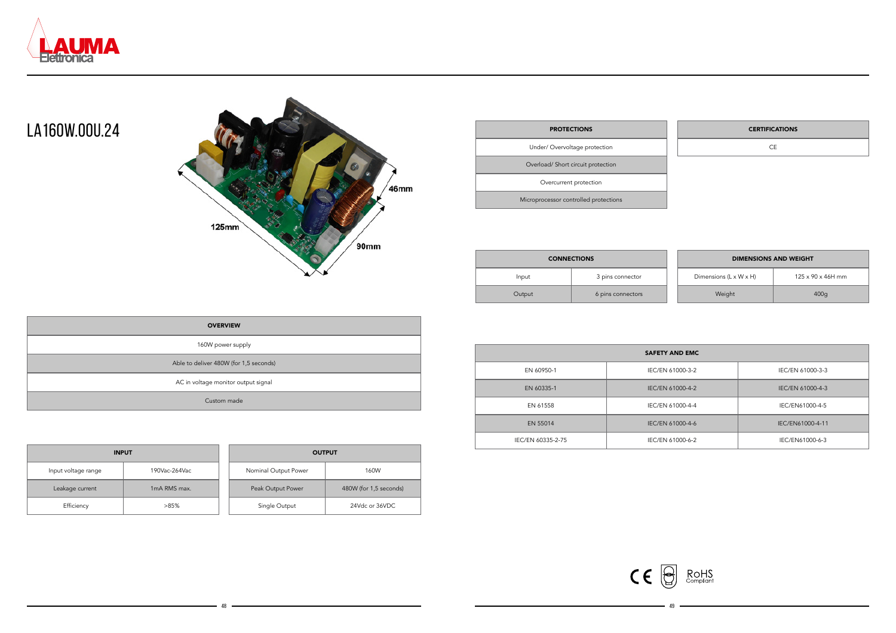# LA160W.00U.24

125mm

90mm

46mm

| OVERVIEW |
| --- |
| 160W power supply |
| Able to deliver 480W (for 1,5 seconds) |
| AC in voltage monitor output signal |
| Custom made |

| INPUT | |
| --- | --- |
| Input voltage range | 190Vac-264Vac |
| Leakage current | 1mA RMS max. |
| Efficiency | >85% |

| OUTPUT | |
| --- | --- |
| Nominal Output Power | 160W |
| Peak Output Power | 480W (for 1,5 seconds) |
| Single Output | 24Vdc or 36VDC |

| PROTECTIONS |
| --- |
| Under/ Overvoltage protection |
| Overload/ Short circuit protection |
| Overcurrent protection |
| Microprocessor controlled protections |

| CERTIFICATIONS |
| --- |
| CE |

| CONNECTIONS | |
| --- | --- |
| Input | 3 pins connector |
| Output | 6 pins connectors |

| DIMENSIONS AND WEIGHT | |
| --- | --- |
| Dimensions (L x W x H) | 125 x 90 x 46H mm |
| Weight | 400g |

| SAFETY AND EMC | | |
| --- | --- | --- |
| EN 60950-1 | IEC/EN 61000-3-2 | IEC/EN 61000-3-3 |
| EN 60335-1 | IEC/EN 61000-4-2 | IEC/EN 61000-4-3 |
| EN 61558 | IEC/EN 61000-4-4 | IEC/EN61000-4-5 |
| EN 55014 | IEC/EN 61000-4-6 | IEC/EN61000-4-11 |
| IEC/EN 60335-2-75 | IEC/EN 61000-6-2 | IEC/EN61000-6-3 |

CE RoHS Compliant